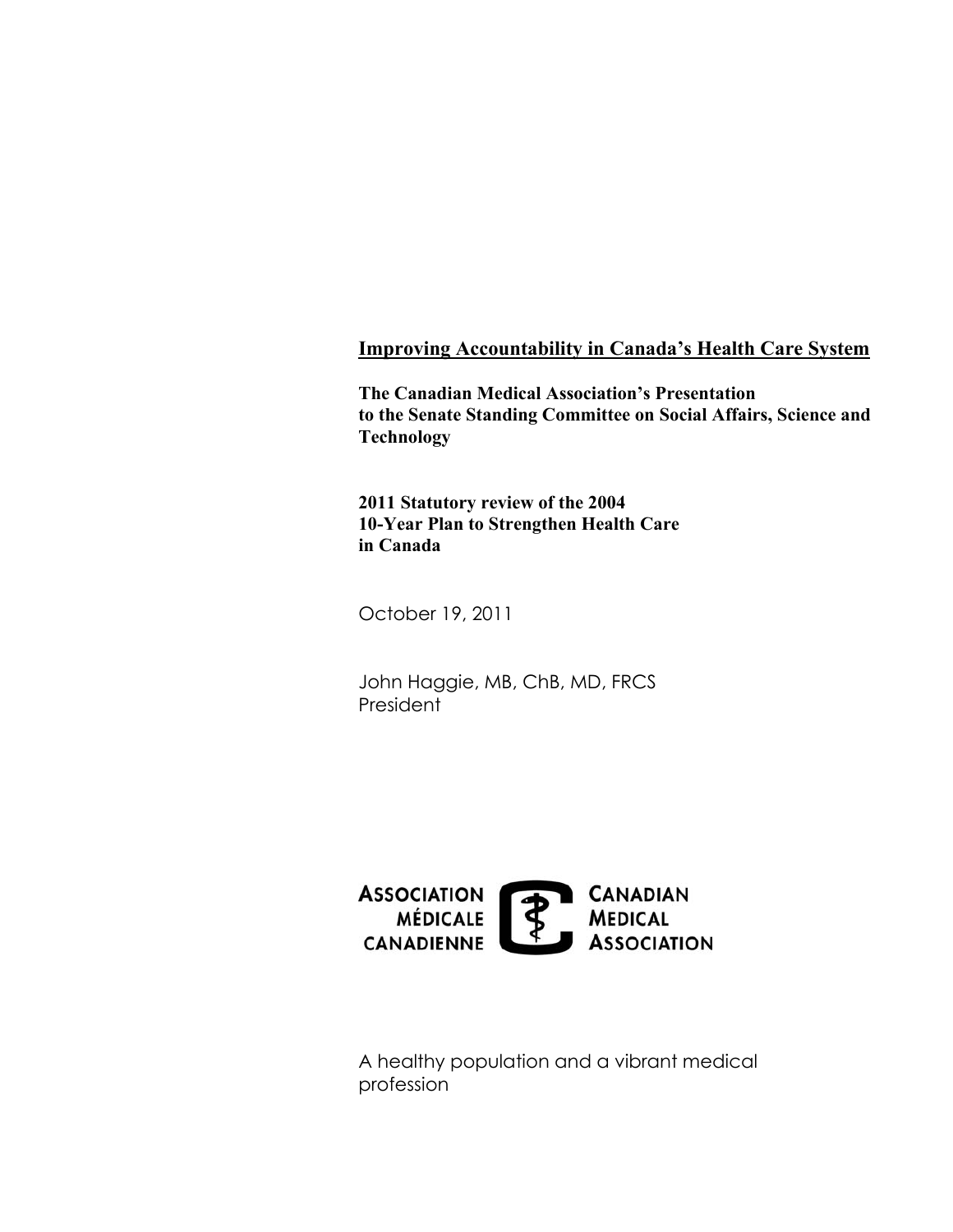# Improving Accountability in Canada's Health Care System

**The Canadian Medical Association's Presentation to the Senate Standing Committee on Social Affairs, Science and Technology**

**2011 Statutory review of the 2004 10-Year Plan to Strengthen Health Care in Canada**

October 19, 2011

John Haggie, MB, ChB, MD, FRCS
President

ASSOCIATION MÉDICALE CANADIENNE — CANADIAN MEDICAL ASSOCIATION

A healthy population and a vibrant medical profession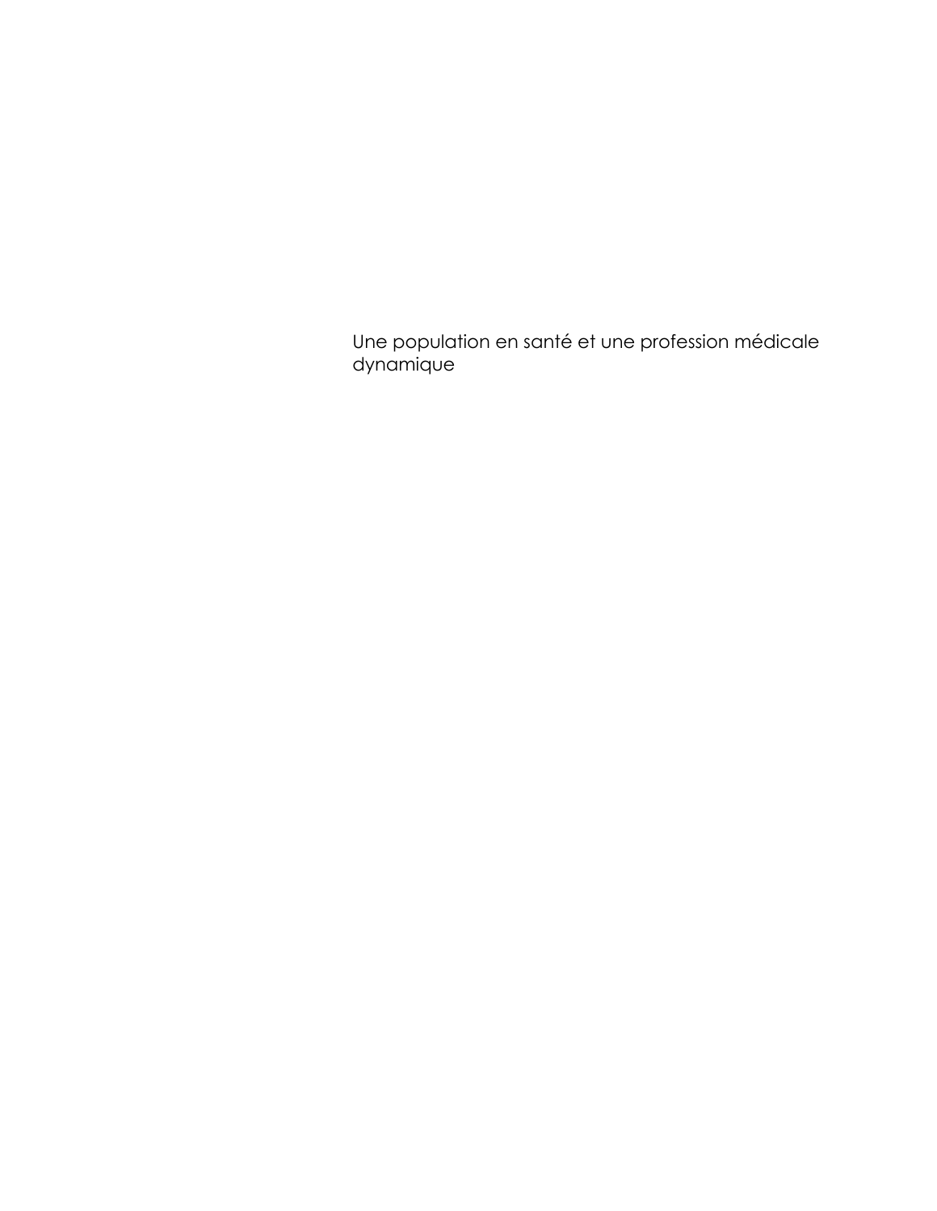Une population en santé et une profession médicale dynamique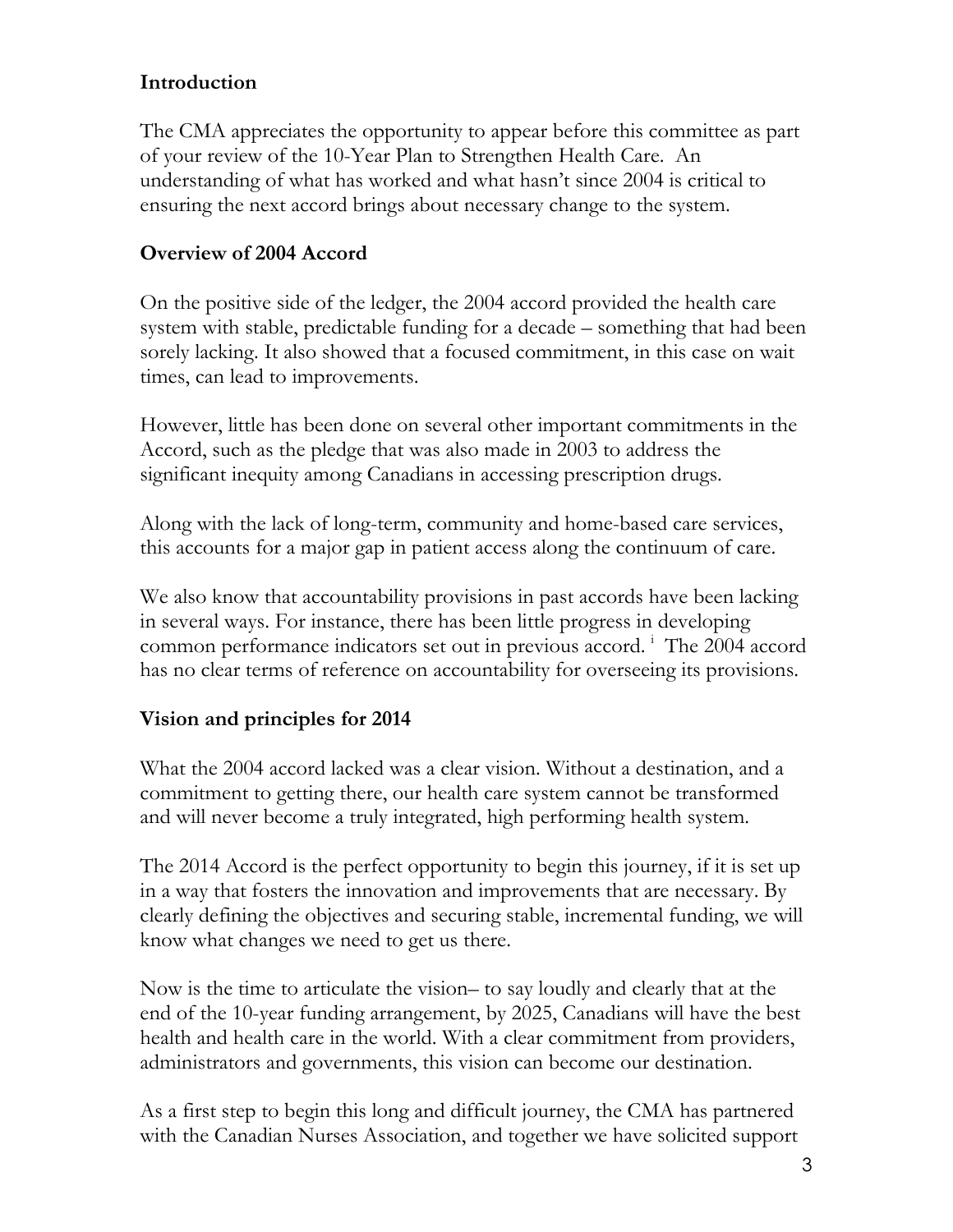**Introduction**

The CMA appreciates the opportunity to appear before this committee as part of your review of the 10-Year Plan to Strengthen Health Care. An understanding of what has worked and what hasn't since 2004 is critical to ensuring the next accord brings about necessary change to the system.

**Overview of 2004 Accord**

On the positive side of the ledger, the 2004 accord provided the health care system with stable, predictable funding for a decade – something that had been sorely lacking. It also showed that a focused commitment, in this case on wait times, can lead to improvements.

However, little has been done on several other important commitments in the Accord, such as the pledge that was also made in 2003 to address the significant inequity among Canadians in accessing prescription drugs.

Along with the lack of long-term, community and home-based care services, this accounts for a major gap in patient access along the continuum of care.

We also know that accountability provisions in past accords have been lacking in several ways. For instance, there has been little progress in developing common performance indicators set out in previous accord. [i] The 2004 accord has no clear terms of reference on accountability for overseeing its provisions.

**Vision and principles for 2014**

What the 2004 accord lacked was a clear vision. Without a destination, and a commitment to getting there, our health care system cannot be transformed and will never become a truly integrated, high performing health system.

The 2014 Accord is the perfect opportunity to begin this journey, if it is set up in a way that fosters the innovation and improvements that are necessary. By clearly defining the objectives and securing stable, incremental funding, we will know what changes we need to get us there.

Now is the time to articulate the vision– to say loudly and clearly that at the end of the 10-year funding arrangement, by 2025, Canadians will have the best health and health care in the world. With a clear commitment from providers, administrators and governments, this vision can become our destination.

As a first step to begin this long and difficult journey, the CMA has partnered with the Canadian Nurses Association, and together we have solicited support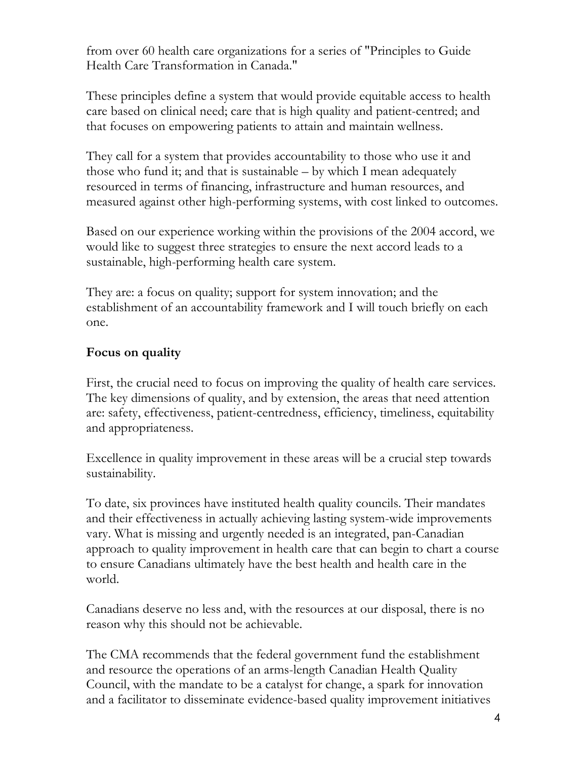from over 60 health care organizations for a series of "Principles to Guide Health Care Transformation in Canada."

These principles define a system that would provide equitable access to health care based on clinical need; care that is high quality and patient-centred; and that focuses on empowering patients to attain and maintain wellness.

They call for a system that provides accountability to those who use it and those who fund it; and that is sustainable – by which I mean adequately resourced in terms of financing, infrastructure and human resources, and measured against other high-performing systems, with cost linked to outcomes.

Based on our experience working within the provisions of the 2004 accord, we would like to suggest three strategies to ensure the next accord leads to a sustainable, high-performing health care system.

They are: a focus on quality; support for system innovation; and the establishment of an accountability framework and I will touch briefly on each one.

**Focus on quality**

First, the crucial need to focus on improving the quality of health care services. The key dimensions of quality, and by extension, the areas that need attention are: safety, effectiveness, patient-centredness, efficiency, timeliness, equitability and appropriateness.

Excellence in quality improvement in these areas will be a crucial step towards sustainability.

To date, six provinces have instituted health quality councils. Their mandates and their effectiveness in actually achieving lasting system-wide improvements vary. What is missing and urgently needed is an integrated, pan-Canadian approach to quality improvement in health care that can begin to chart a course to ensure Canadians ultimately have the best health and health care in the world.

Canadians deserve no less and, with the resources at our disposal, there is no reason why this should not be achievable.

The CMA recommends that the federal government fund the establishment and resource the operations of an arms-length Canadian Health Quality Council, with the mandate to be a catalyst for change, a spark for innovation and a facilitator to disseminate evidence-based quality improvement initiatives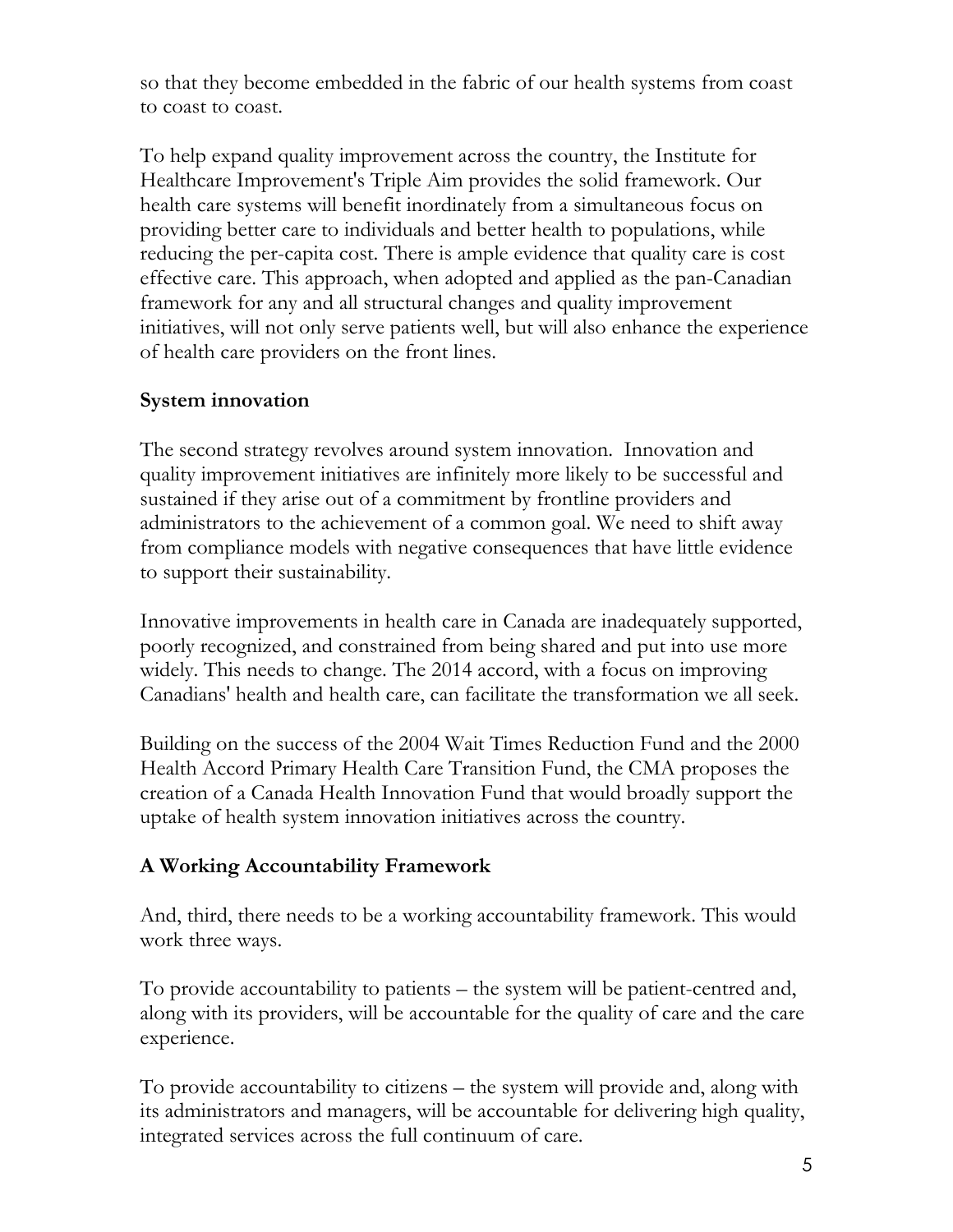so that they become embedded in the fabric of our health systems from coast to coast to coast.

To help expand quality improvement across the country, the Institute for Healthcare Improvement's Triple Aim provides the solid framework. Our health care systems will benefit inordinately from a simultaneous focus on providing better care to individuals and better health to populations, while reducing the per-capita cost. There is ample evidence that quality care is cost effective care. This approach, when adopted and applied as the pan-Canadian framework for any and all structural changes and quality improvement initiatives, will not only serve patients well, but will also enhance the experience of health care providers on the front lines.

**System innovation**

The second strategy revolves around system innovation. Innovation and quality improvement initiatives are infinitely more likely to be successful and sustained if they arise out of a commitment by frontline providers and administrators to the achievement of a common goal. We need to shift away from compliance models with negative consequences that have little evidence to support their sustainability.

Innovative improvements in health care in Canada are inadequately supported, poorly recognized, and constrained from being shared and put into use more widely. This needs to change. The 2014 accord, with a focus on improving Canadians' health and health care, can facilitate the transformation we all seek.

Building on the success of the 2004 Wait Times Reduction Fund and the 2000 Health Accord Primary Health Care Transition Fund, the CMA proposes the creation of a Canada Health Innovation Fund that would broadly support the uptake of health system innovation initiatives across the country.

**A Working Accountability Framework**

And, third, there needs to be a working accountability framework. This would work three ways.

To provide accountability to patients – the system will be patient-centred and, along with its providers, will be accountable for the quality of care and the care experience.

To provide accountability to citizens – the system will provide and, along with its administrators and managers, will be accountable for delivering high quality, integrated services across the full continuum of care.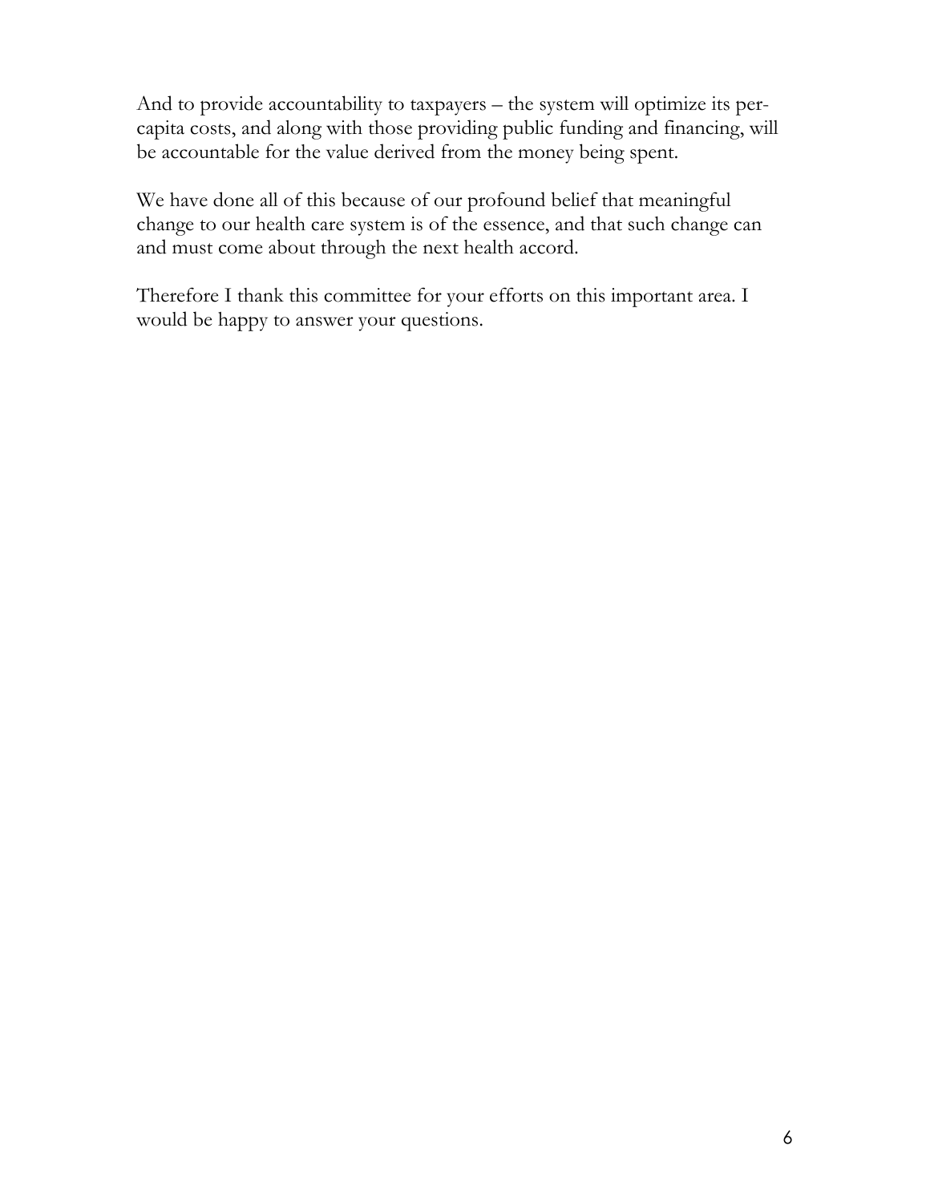And to provide accountability to taxpayers – the system will optimize its per-capita costs, and along with those providing public funding and financing, will be accountable for the value derived from the money being spent.

We have done all of this because of our profound belief that meaningful change to our health care system is of the essence, and that such change can and must come about through the next health accord.

Therefore I thank this committee for your efforts on this important area. I would be happy to answer your questions.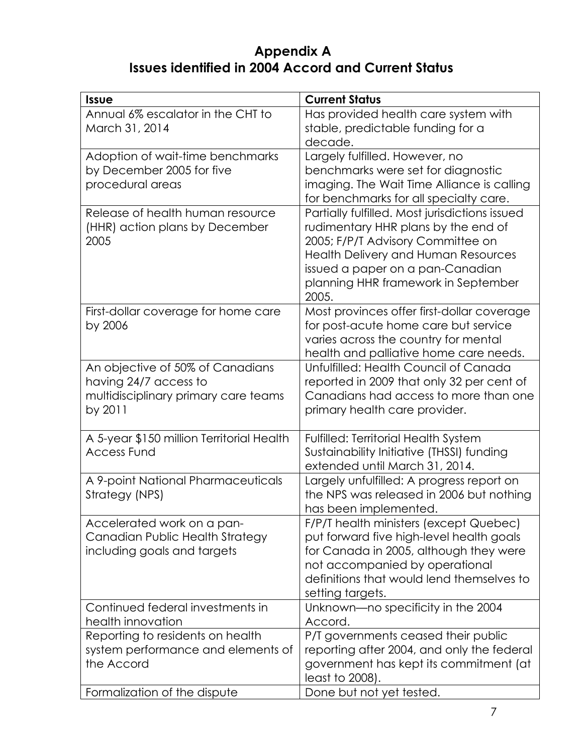# Appendix A
# Issues identified in 2004 Accord and Current Status

| Issue | Current Status |
|---|---|
| Annual 6% escalator in the CHT to March 31, 2014 | Has provided health care system with stable, predictable funding for a decade. |
| Adoption of wait-time benchmarks by December 2005 for five procedural areas | Largely fulfilled. However, no benchmarks were set for diagnostic imaging. The Wait Time Alliance is calling for benchmarks for all specialty care. |
| Release of health human resource (HHR) action plans by December 2005 | Partially fulfilled. Most jurisdictions issued rudimentary HHR plans by the end of 2005; F/P/T Advisory Committee on Health Delivery and Human Resources issued a paper on a pan-Canadian planning HHR framework in September 2005. |
| First-dollar coverage for home care by 2006 | Most provinces offer first-dollar coverage for post-acute home care but service varies across the country for mental health and palliative home care needs. |
| An objective of 50% of Canadians having 24/7 access to multidisciplinary primary care teams by 2011 | Unfulfilled: Health Council of Canada reported in 2009 that only 32 per cent of Canadians had access to more than one primary health care provider. |
| A 5-year $150 million Territorial Health Access Fund | Fulfilled: Territorial Health System Sustainability Initiative (THSSI) funding extended until March 31, 2014. |
| A 9-point National Pharmaceuticals Strategy (NPS) | Largely unfulfilled: A progress report on the NPS was released in 2006 but nothing has been implemented. |
| Accelerated work on a pan-Canadian Public Health Strategy including goals and targets | F/P/T health ministers (except Quebec) put forward five high-level health goals for Canada in 2005, although they were not accompanied by operational definitions that would lend themselves to setting targets. |
| Continued federal investments in health innovation | Unknown—no specificity in the 2004 Accord. |
| Reporting to residents on health system performance and elements of the Accord | P/T governments ceased their public reporting after 2004, and only the federal government has kept its commitment (at least to 2008). |
| Formalization of the dispute | Done but not yet tested. |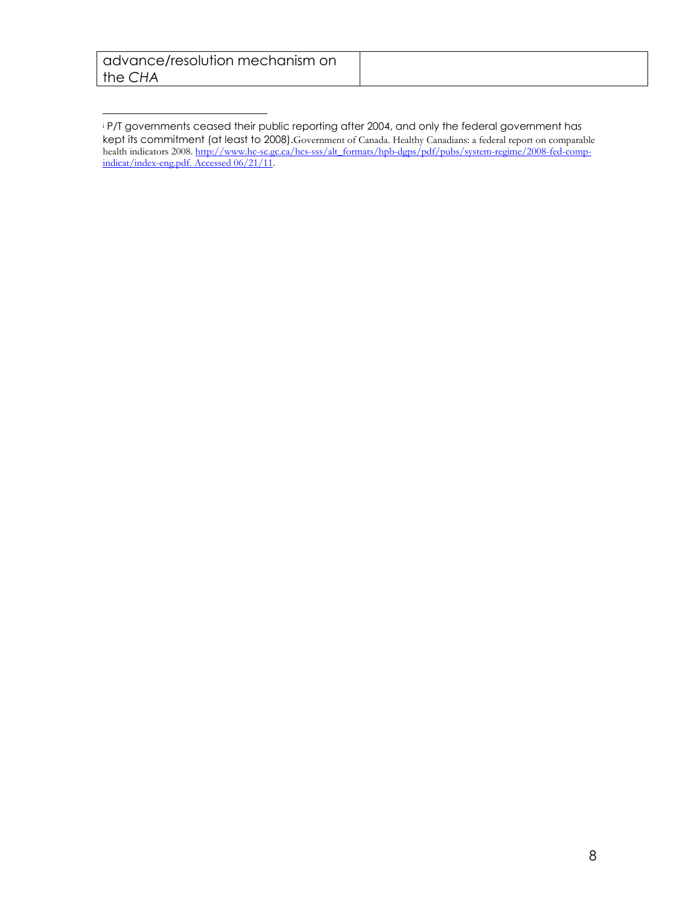| | |
|---|---|
| advance/resolution mechanism on the *CHA* | |

---

[i] P/T governments ceased their public reporting after 2004, and only the federal government has kept its commitment (at least to 2008). Government of Canada. Healthy Canadians: a federal report on comparable health indicators 2008. http://www.hc-sc.gc.ca/hcs-sss/alt_formats/hpb-dgps/pdf/pubs/system-regime/2008-fed-comp-indicat/index-eng.pdf. Accessed 06/21/11.